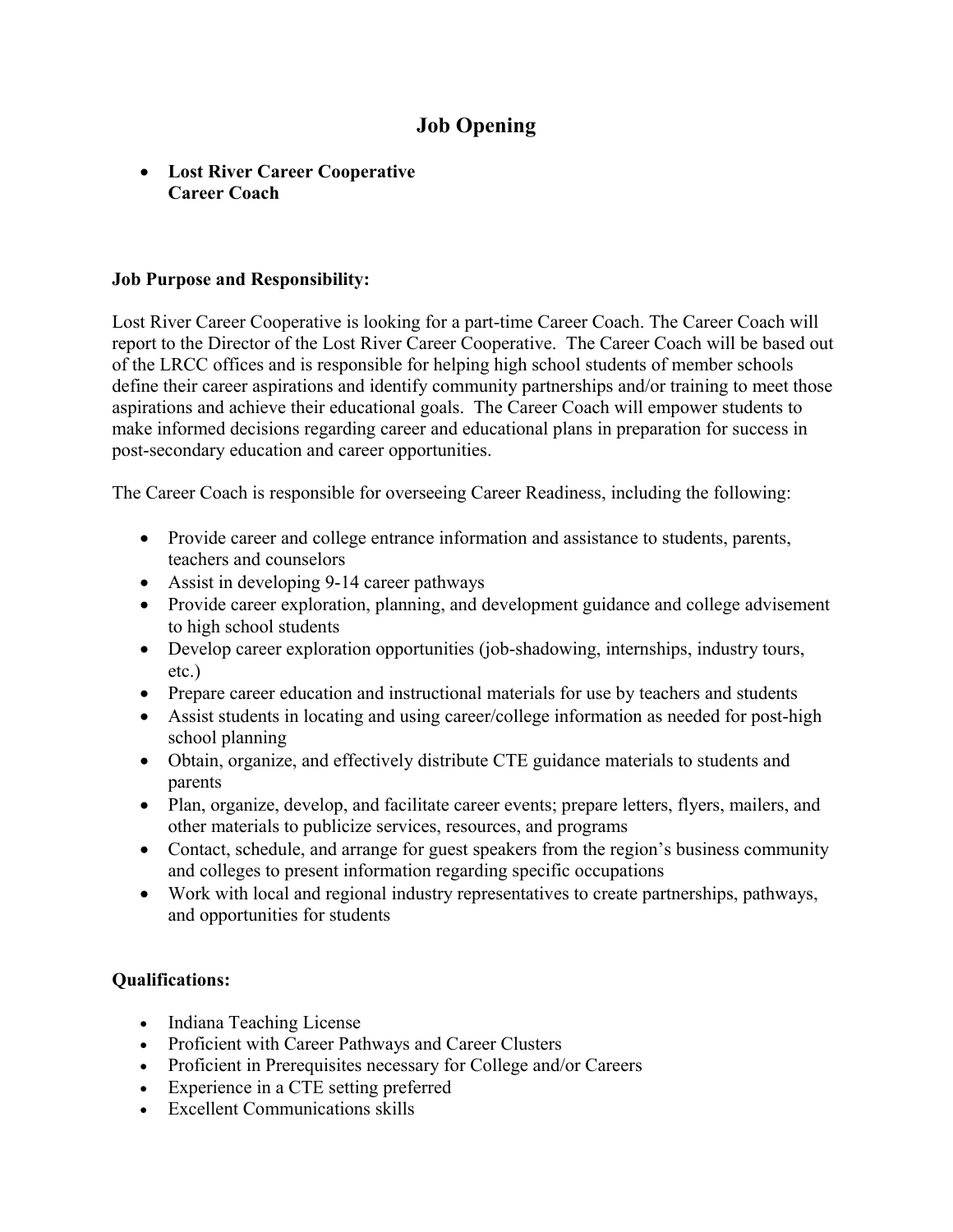# Job Opening

- **Lost River Career Cooperative**
  **Career Coach**

**Job Purpose and Responsibility:**

Lost River Career Cooperative is looking for a part-time Career Coach. The Career Coach will report to the Director of the Lost River Career Cooperative. The Career Coach will be based out of the LRCC offices and is responsible for helping high school students of member schools define their career aspirations and identify community partnerships and/or training to meet those aspirations and achieve their educational goals. The Career Coach will empower students to make informed decisions regarding career and educational plans in preparation for success in post-secondary education and career opportunities.

The Career Coach is responsible for overseeing Career Readiness, including the following:

- Provide career and college entrance information and assistance to students, parents, teachers and counselors
- Assist in developing 9-14 career pathways
- Provide career exploration, planning, and development guidance and college advisement to high school students
- Develop career exploration opportunities (job-shadowing, internships, industry tours, etc.)
- Prepare career education and instructional materials for use by teachers and students
- Assist students in locating and using career/college information as needed for post-high school planning
- Obtain, organize, and effectively distribute CTE guidance materials to students and parents
- Plan, organize, develop, and facilitate career events; prepare letters, flyers, mailers, and other materials to publicize services, resources, and programs
- Contact, schedule, and arrange for guest speakers from the region's business community and colleges to present information regarding specific occupations
- Work with local and regional industry representatives to create partnerships, pathways, and opportunities for students

**Qualifications:**

- Indiana Teaching License
- Proficient with Career Pathways and Career Clusters
- Proficient in Prerequisites necessary for College and/or Careers
- Experience in a CTE setting preferred
- Excellent Communications skills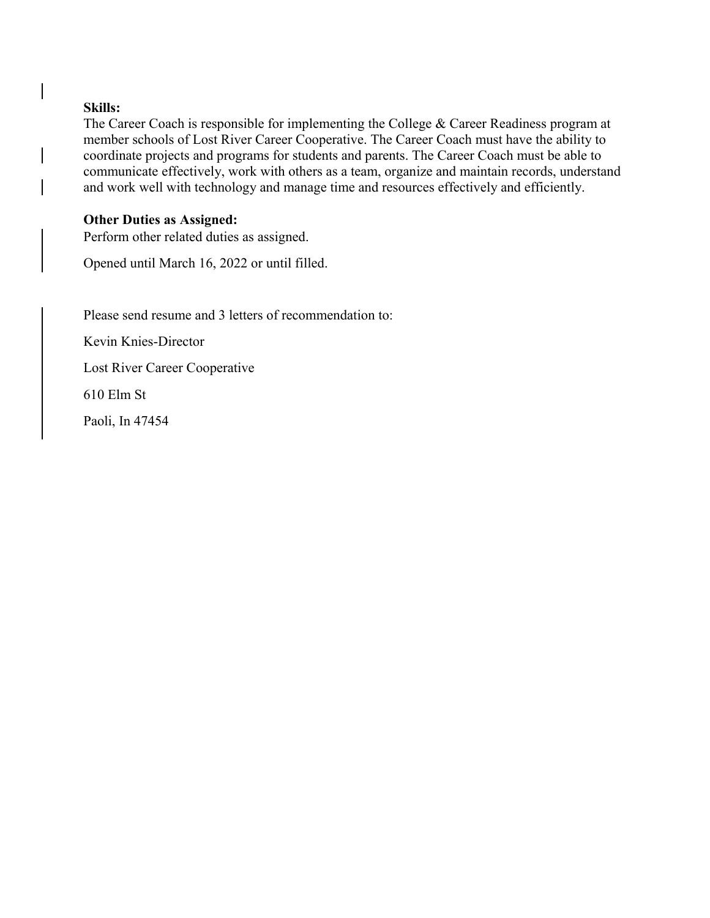**Skills:**
The Career Coach is responsible for implementing the College & Career Readiness program at member schools of Lost River Career Cooperative. The Career Coach must have the ability to coordinate projects and programs for students and parents. The Career Coach must be able to communicate effectively, work with others as a team, organize and maintain records, understand and work well with technology and manage time and resources effectively and efficiently.

**Other Duties as Assigned:**
Perform other related duties as assigned.

Opened until March 16, 2022 or until filled.

Please send resume and 3 letters of recommendation to:

Kevin Knies-Director

Lost River Career Cooperative

610 Elm St

Paoli, In 47454